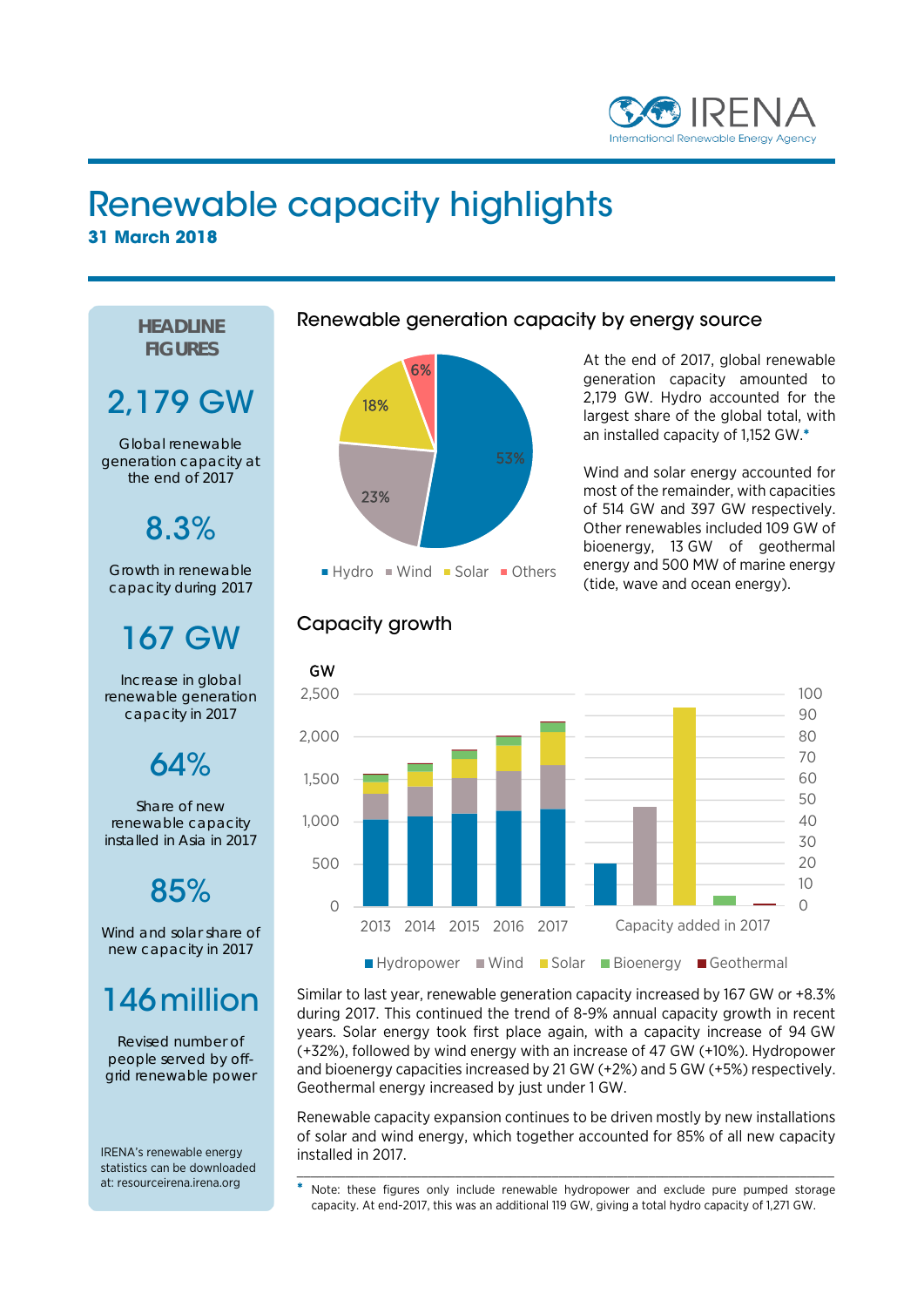# Renewable capacity highlights

**31 March 2018**

## HEADLINE FIGURES

**2,179 GW**

Global renewable generation capacity at the end of 2017

**8.3%**

Growth in renewable capacity during 2017

**167 GW**

Increase in global renewable generation capacity in 2017

**64%**

Share of new renewable capacity installed in Asia in 2017

**85%**

Wind and solar share of new capacity in 2017

**146 million**

Revised number of people served by off-grid renewable power

IRENA's renewable energy statistics can be downloaded at: resourceirena.irena.org

## Renewable generation capacity by energy source

Hydro 53%, Wind 23%, Solar 18%, Others 6%

At the end of 2017, global renewable generation capacity amounted to 2,179 GW. Hydro accounted for the largest share of the global total, with an installed capacity of 1,152 GW.*

Wind and solar energy accounted for most of the remainder, with capacities of 514 GW and 397 GW respectively. Other renewables included 109 GW of bioenergy, 13 GW of geothermal energy and 500 MW of marine energy (tide, wave and ocean energy).

## Capacity growth

Similar to last year, renewable generation capacity increased by 167 GW or +8.3% during 2017. This continued the trend of 8-9% annual capacity growth in recent years. Solar energy took first place again, with a capacity increase of 94 GW (+32%), followed by wind energy with an increase of 47 GW (+10%). Hydropower and bioenergy capacities increased by 21 GW (+2%) and 5 GW (+5%) respectively. Geothermal energy increased by just under 1 GW.

Renewable capacity expansion continues to be driven mostly by new installations of solar and wind energy, which together accounted for 85% of all new capacity installed in 2017.

* Note: these figures only include renewable hydropower and exclude pure pumped storage capacity. At end-2017, this was an additional 119 GW, giving a total hydro capacity of 1,271 GW.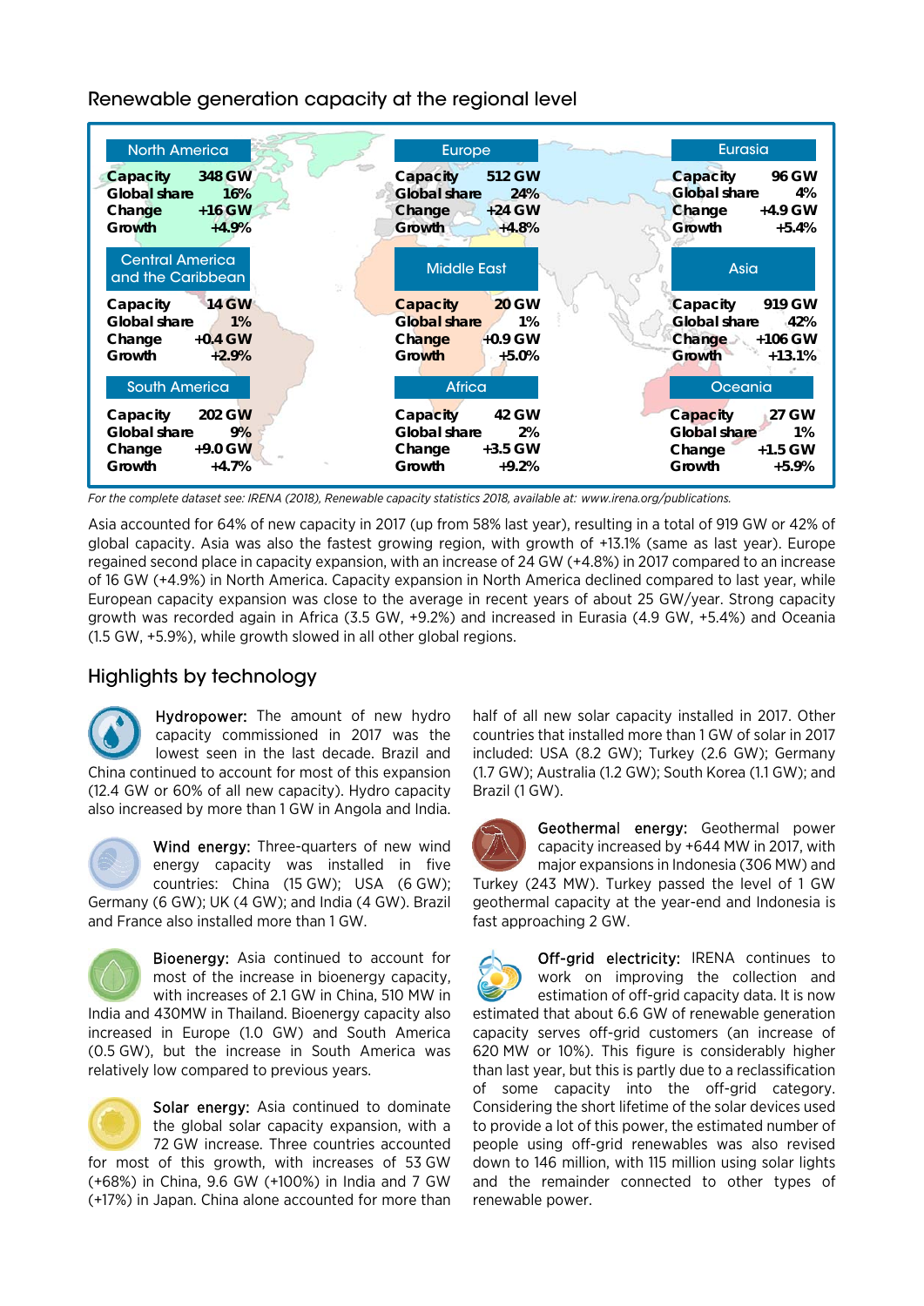## Renewable generation capacity at the regional level

North America
Capacity 348 GW
Global share 16%
Change +16 GW
Growth +4.9%

Europe
Capacity 512 GW
Global share 24%
Change +24 GW
Growth +4.8%

Eurasia
Capacity 96 GW
Global share 4%
Change +4.9 GW
Growth +5.4%

Central America and the Caribbean
Capacity 14 GW
Global share 1%
Change +0.4 GW
Growth +2.9%

Middle East
Capacity 20 GW
Global share 1%
Change +0.9 GW
Growth +5.0%

Asia
Capacity 919 GW
Global share 42%
Change +106 GW
Growth +13.1%

South America
Capacity 202 GW
Global share 9%
Change +9.0 GW
Growth +4.7%

Africa
Capacity 42 GW
Global share 2%
Change +3.5 GW
Growth +9.2%

Oceania
Capacity 27 GW
Global share 1%
Change +1.5 GW
Growth +5.9%

*For the complete dataset see: IRENA (2018), Renewable capacity statistics 2018, available at: www.irena.org/publications.*

Asia accounted for 64% of new capacity in 2017 (up from 58% last year), resulting in a total of 919 GW or 42% of global capacity. Asia was also the fastest growing region, with growth of +13.1% (same as last year). Europe regained second place in capacity expansion, with an increase of 24 GW (+4.8%) in 2017 compared to an increase of 16 GW (+4.9%) in North America. Capacity expansion in North America declined compared to last year, while European capacity expansion was close to the average in recent years of about 25 GW/year. Strong capacity growth was recorded again in Africa (3.5 GW, +9.2%) and increased in Eurasia (4.9 GW, +5.4%) and Oceania (1.5 GW, +5.9%), while growth slowed in all other global regions.

## Highlights by technology

**Hydropower:** The amount of new hydro capacity commissioned in 2017 was the lowest seen in the last decade. Brazil and China continued to account for most of this expansion (12.4 GW or 60% of all new capacity). Hydro capacity also increased by more than 1 GW in Angola and India.

**Wind energy:** Three-quarters of new wind energy capacity was installed in five countries: China (15 GW); USA (6 GW); Germany (6 GW); UK (4 GW); and India (4 GW). Brazil and France also installed more than 1 GW.

**Bioenergy:** Asia continued to account for most of the increase in bioenergy capacity, with increases of 2.1 GW in China, 510 MW in India and 430MW in Thailand. Bioenergy capacity also increased in Europe (1.0 GW) and South America (0.5 GW), but the increase in South America was relatively low compared to previous years.

**Solar energy:** Asia continued to dominate the global solar capacity expansion, with a 72 GW increase. Three countries accounted for most of this growth, with increases of 53 GW (+68%) in China, 9.6 GW (+100%) in India and 7 GW (+17%) in Japan. China alone accounted for more than half of all new solar capacity installed in 2017. Other countries that installed more than 1 GW of solar in 2017 included: USA (8.2 GW); Turkey (2.6 GW); Germany (1.7 GW); Australia (1.2 GW); South Korea (1.1 GW); and Brazil (1 GW).

**Geothermal energy:** Geothermal power capacity increased by +644 MW in 2017, with major expansions in Indonesia (306 MW) and Turkey (243 MW). Turkey passed the level of 1 GW geothermal capacity at the year-end and Indonesia is fast approaching 2 GW.

**Off-grid electricity:** IRENA continues to work on improving the collection and estimation of off-grid capacity data. It is now estimated that about 6.6 GW of renewable generation capacity serves off-grid customers (an increase of 620 MW or 10%). This figure is considerably higher than last year, but this is partly due to a reclassification of some capacity into the off-grid category. Considering the short lifetime of the solar devices used to provide a lot of this power, the estimated number of people using off-grid renewables was also revised down to 146 million, with 115 million using solar lights and the remainder connected to other types of renewable power.